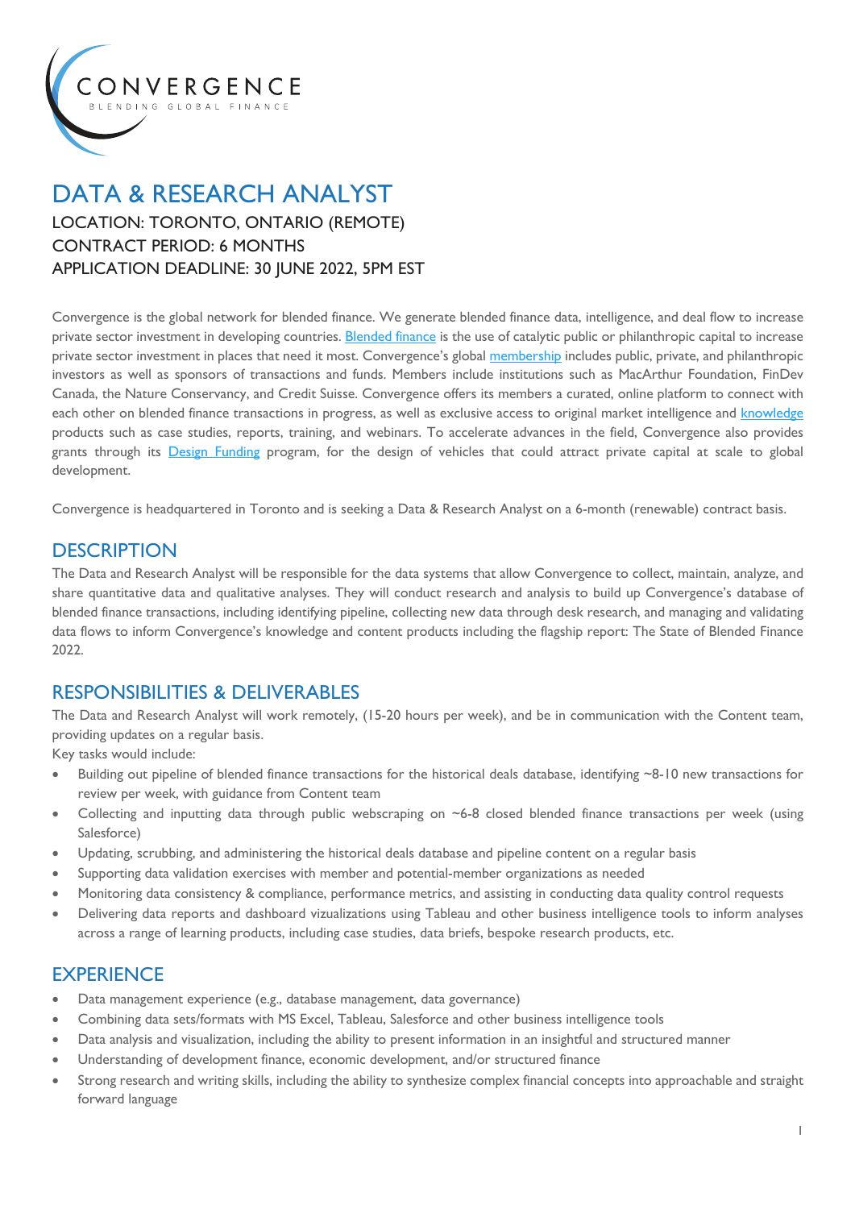CONVERGENCE

BLENDING GLOBAL FINANCE

# DATA & RESEARCH ANALYST

LOCATION: TORONTO, ONTARIO (REMOTE)
CONTRACT PERIOD: 6 MONTHS
APPLICATION DEADLINE: 30 JUNE 2022, 5PM EST

Convergence is the global network for blended finance. We generate blended finance data, intelligence, and deal flow to increase private sector investment in developing countries. Blended finance is the use of catalytic public or philanthropic capital to increase private sector investment in places that need it most. Convergence's global membership includes public, private, and philanthropic investors as well as sponsors of transactions and funds. Members include institutions such as MacArthur Foundation, FinDev Canada, the Nature Conservancy, and Credit Suisse. Convergence offers its members a curated, online platform to connect with each other on blended finance transactions in progress, as well as exclusive access to original market intelligence and knowledge products such as case studies, reports, training, and webinars. To accelerate advances in the field, Convergence also provides grants through its Design Funding program, for the design of vehicles that could attract private capital at scale to global development.

Convergence is headquartered in Toronto and is seeking a Data & Research Analyst on a 6-month (renewable) contract basis.

## DESCRIPTION

The Data and Research Analyst will be responsible for the data systems that allow Convergence to collect, maintain, analyze, and share quantitative data and qualitative analyses. They will conduct research and analysis to build up Convergence's database of blended finance transactions, including identifying pipeline, collecting new data through desk research, and managing and validating data flows to inform Convergence's knowledge and content products including the flagship report: The State of Blended Finance 2022.

## RESPONSIBILITIES & DELIVERABLES

The Data and Research Analyst will work remotely, (15-20 hours per week), and be in communication with the Content team, providing updates on a regular basis.

Key tasks would include:

- Building out pipeline of blended finance transactions for the historical deals database, identifying ~8-10 new transactions for review per week, with guidance from Content team
- Collecting and inputting data through public webscraping on ~6-8 closed blended finance transactions per week (using Salesforce)
- Updating, scrubbing, and administering the historical deals database and pipeline content on a regular basis
- Supporting data validation exercises with member and potential-member organizations as needed
- Monitoring data consistency & compliance, performance metrics, and assisting in conducting data quality control requests
- Delivering data reports and dashboard vizualizations using Tableau and other business intelligence tools to inform analyses across a range of learning products, including case studies, data briefs, bespoke research products, etc.

## EXPERIENCE

- Data management experience (e.g., database management, data governance)
- Combining data sets/formats with MS Excel, Tableau, Salesforce and other business intelligence tools
- Data analysis and visualization, including the ability to present information in an insightful and structured manner
- Understanding of development finance, economic development, and/or structured finance
- Strong research and writing skills, including the ability to synthesize complex financial concepts into approachable and straight forward language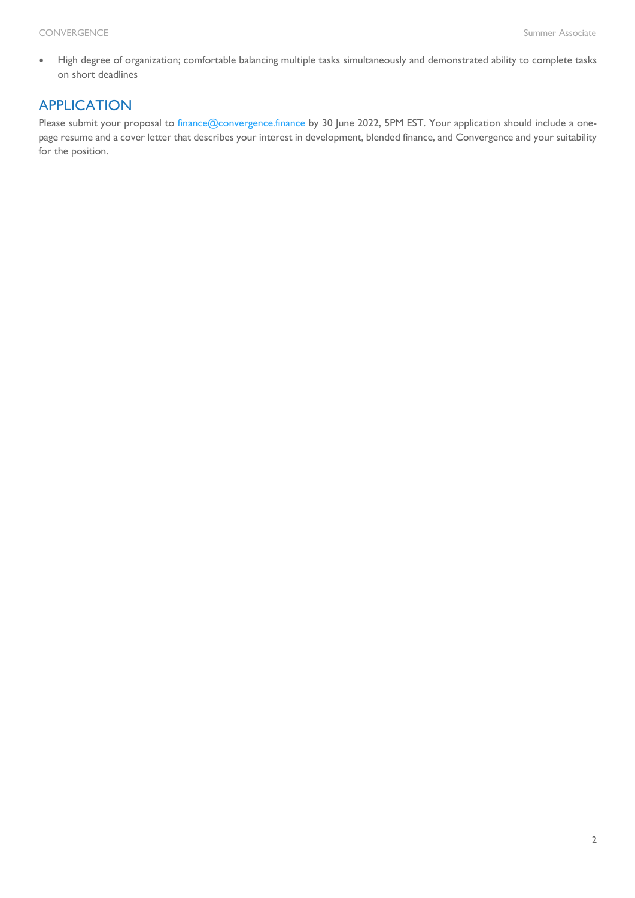- High degree of organization; comfortable balancing multiple tasks simultaneously and demonstrated ability to complete tasks on short deadlines

## APPLICATION

Please submit your proposal to finance@convergence.finance by 30 June 2022, 5PM EST. Your application should include a one-page resume and a cover letter that describes your interest in development, blended finance, and Convergence and your suitability for the position.